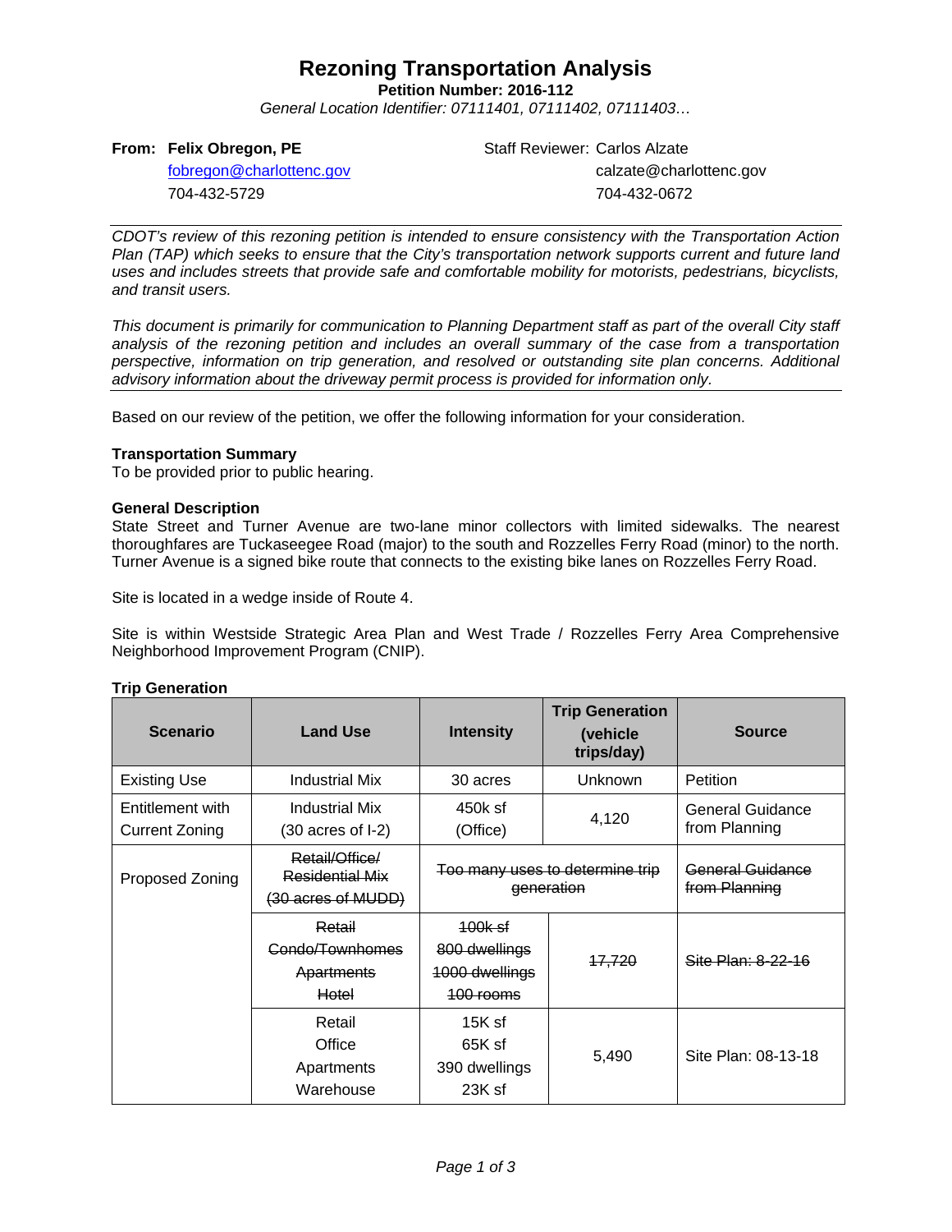# Rezoning Transportation Analysis

**Petition Number: 2016-112**

*General Location Identifier: 07111401, 07111402, 07111403…*

**From: Felix Obregon, PE**
fobregon@charlottenc.gov
704-432-5729

Staff Reviewer: Carlos Alzate
calzate@charlottenc.gov
704-432-0672

*CDOT's review of this rezoning petition is intended to ensure consistency with the Transportation Action Plan (TAP) which seeks to ensure that the City's transportation network supports current and future land uses and includes streets that provide safe and comfortable mobility for motorists, pedestrians, bicyclists, and transit users.*

*This document is primarily for communication to Planning Department staff as part of the overall City staff analysis of the rezoning petition and includes an overall summary of the case from a transportation perspective, information on trip generation, and resolved or outstanding site plan concerns. Additional advisory information about the driveway permit process is provided for information only.*

Based on our review of the petition, we offer the following information for your consideration.

**Transportation Summary**

To be provided prior to public hearing.

**General Description**

State Street and Turner Avenue are two-lane minor collectors with limited sidewalks. The nearest thoroughfares are Tuckaseegee Road (major) to the south and Rozzelles Ferry Road (minor) to the north. Turner Avenue is a signed bike route that connects to the existing bike lanes on Rozzelles Ferry Road.

Site is located in a wedge inside of Route 4.

Site is within Westside Strategic Area Plan and West Trade / Rozzelles Ferry Area Comprehensive Neighborhood Improvement Program (CNIP).

**Trip Generation**

| Scenario | Land Use | Intensity | Trip Generation (vehicle trips/day) | Source |
|---|---|---|---|---|
| Existing Use | Industrial Mix | 30 acres | Unknown | Petition |
| Entitlement with Current Zoning | Industrial Mix (30 acres of I-2) | 450k sf (Office) | 4,120 | General Guidance from Planning |
| Proposed Zoning | ~~Retail/Office/ Residential Mix (30 acres of MUDD)~~ | ~~Too many uses to determine trip generation~~ | | ~~General Guidance from Planning~~ |
| | ~~Retail~~<br>~~Condo/Townhomes~~<br>~~Apartments~~<br>~~Hotel~~ | ~~100k sf~~<br>~~800 dwellings~~<br>~~1000 dwellings~~<br>~~100 rooms~~ | ~~17,720~~ | ~~Site Plan: 8-22-16~~ |
| | Retail<br>Office<br>Apartments<br>Warehouse | 15K sf<br>65K sf<br>390 dwellings<br>23K sf | 5,490 | Site Plan: 08-13-18 |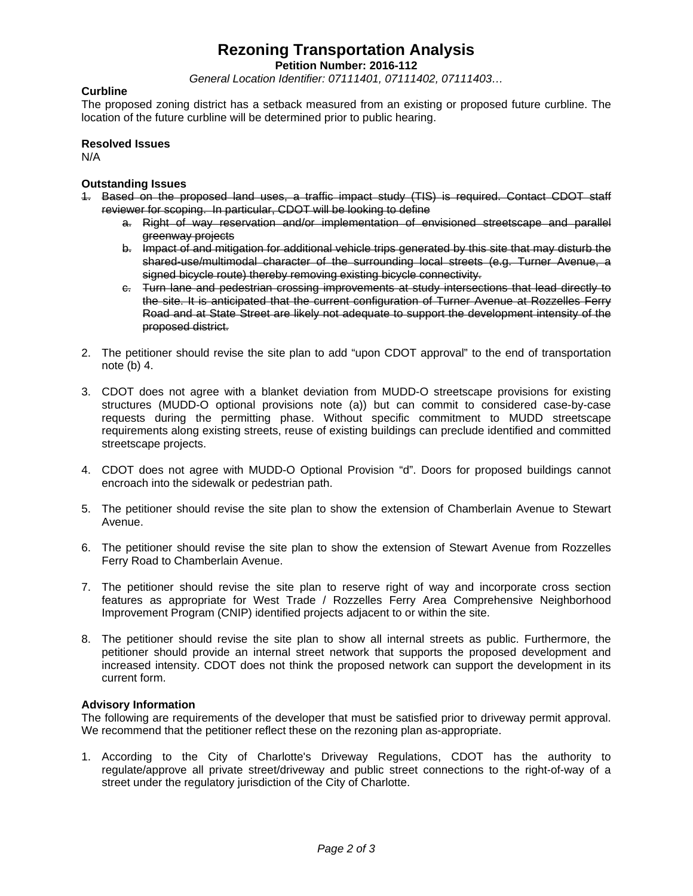# Rezoning Transportation Analysis

**Petition Number: 2016-112**

*General Location Identifier: 07111401, 07111402, 07111403…*

**Curbline**

The proposed zoning district has a setback measured from an existing or proposed future curbline. The location of the future curbline will be determined prior to public hearing.

**Resolved Issues**

N/A

**Outstanding Issues**

1. ~~Based on the proposed land uses, a traffic impact study (TIS) is required. Contact CDOT staff reviewer for scoping. In particular, CDOT will be looking to define~~
   a. ~~Right of way reservation and/or implementation of envisioned streetscape and parallel greenway projects~~
   b. ~~Impact of and mitigation for additional vehicle trips generated by this site that may disturb the shared-use/multimodal character of the surrounding local streets (e.g. Turner Avenue, a signed bicycle route) thereby removing existing bicycle connectivity.~~
   c. ~~Turn lane and pedestrian crossing improvements at study intersections that lead directly to the site. It is anticipated that the current configuration of Turner Avenue at Rozzelles Ferry Road and at State Street are likely not adequate to support the development intensity of the proposed district.~~

2. The petitioner should revise the site plan to add "upon CDOT approval" to the end of transportation note (b) 4.

3. CDOT does not agree with a blanket deviation from MUDD-O streetscape provisions for existing structures (MUDD-O optional provisions note (a)) but can commit to considered case-by-case requests during the permitting phase. Without specific commitment to MUDD streetscape requirements along existing streets, reuse of existing buildings can preclude identified and committed streetscape projects.

4. CDOT does not agree with MUDD-O Optional Provision "d". Doors for proposed buildings cannot encroach into the sidewalk or pedestrian path.

5. The petitioner should revise the site plan to show the extension of Chamberlain Avenue to Stewart Avenue.

6. The petitioner should revise the site plan to show the extension of Stewart Avenue from Rozzelles Ferry Road to Chamberlain Avenue.

7. The petitioner should revise the site plan to reserve right of way and incorporate cross section features as appropriate for West Trade / Rozzelles Ferry Area Comprehensive Neighborhood Improvement Program (CNIP) identified projects adjacent to or within the site.

8. The petitioner should revise the site plan to show all internal streets as public. Furthermore, the petitioner should provide an internal street network that supports the proposed development and increased intensity. CDOT does not think the proposed network can support the development in its current form.

**Advisory Information**

The following are requirements of the developer that must be satisfied prior to driveway permit approval. We recommend that the petitioner reflect these on the rezoning plan as-appropriate.

1. According to the City of Charlotte's Driveway Regulations, CDOT has the authority to regulate/approve all private street/driveway and public street connections to the right-of-way of a street under the regulatory jurisdiction of the City of Charlotte.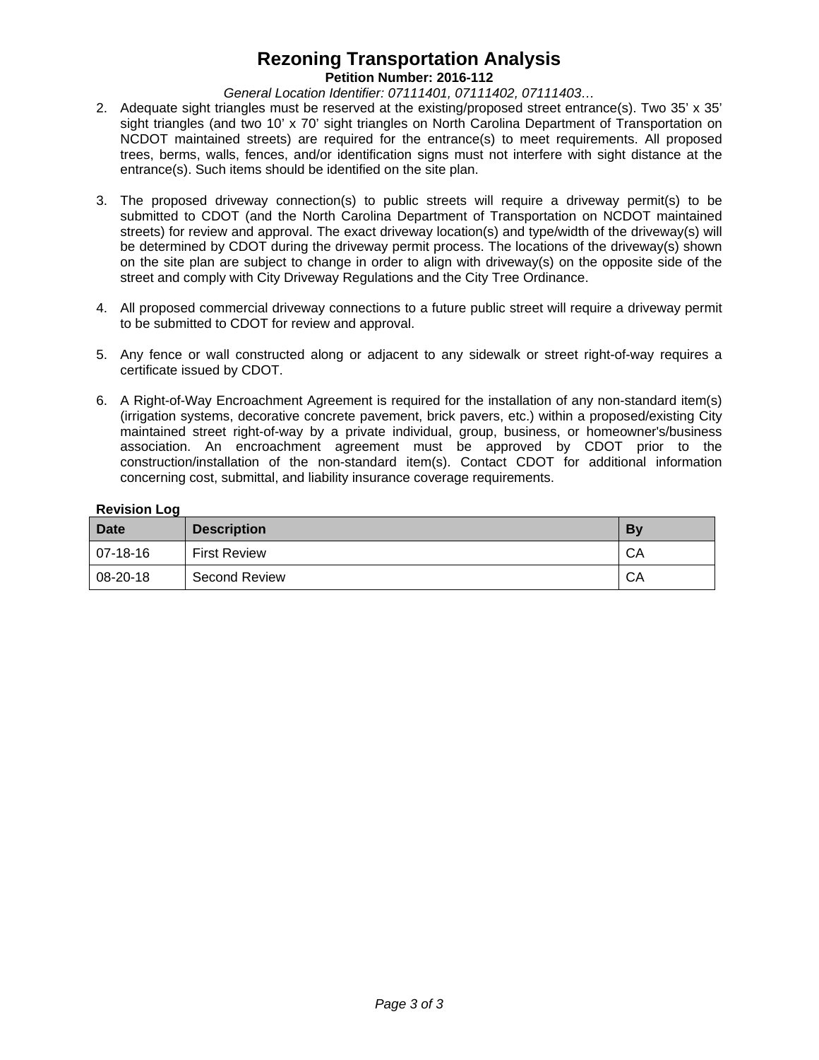2. Adequate sight triangles must be reserved at the existing/proposed street entrance(s). Two 35' x 35' sight triangles (and two 10' x 70' sight triangles on North Carolina Department of Transportation on NCDOT maintained streets) are required for the entrance(s) to meet requirements. All proposed trees, berms, walls, fences, and/or identification signs must not interfere with sight distance at the entrance(s). Such items should be identified on the site plan.

3. The proposed driveway connection(s) to public streets will require a driveway permit(s) to be submitted to CDOT (and the North Carolina Department of Transportation on NCDOT maintained streets) for review and approval. The exact driveway location(s) and type/width of the driveway(s) will be determined by CDOT during the driveway permit process. The locations of the driveway(s) shown on the site plan are subject to change in order to align with driveway(s) on the opposite side of the street and comply with City Driveway Regulations and the City Tree Ordinance.

4. All proposed commercial driveway connections to a future public street will require a driveway permit to be submitted to CDOT for review and approval.

5. Any fence or wall constructed along or adjacent to any sidewalk or street right-of-way requires a certificate issued by CDOT.

6. A Right-of-Way Encroachment Agreement is required for the installation of any non-standard item(s) (irrigation systems, decorative concrete pavement, brick pavers, etc.) within a proposed/existing City maintained street right-of-way by a private individual, group, business, or homeowner's/business association. An encroachment agreement must be approved by CDOT prior to the construction/installation of the non-standard item(s). Contact CDOT for additional information concerning cost, submittal, and liability insurance coverage requirements.

**Revision Log**

| Date | Description | By |
|---|---|---|
| 07-18-16 | First Review | CA |
| 08-20-18 | Second Review | CA |